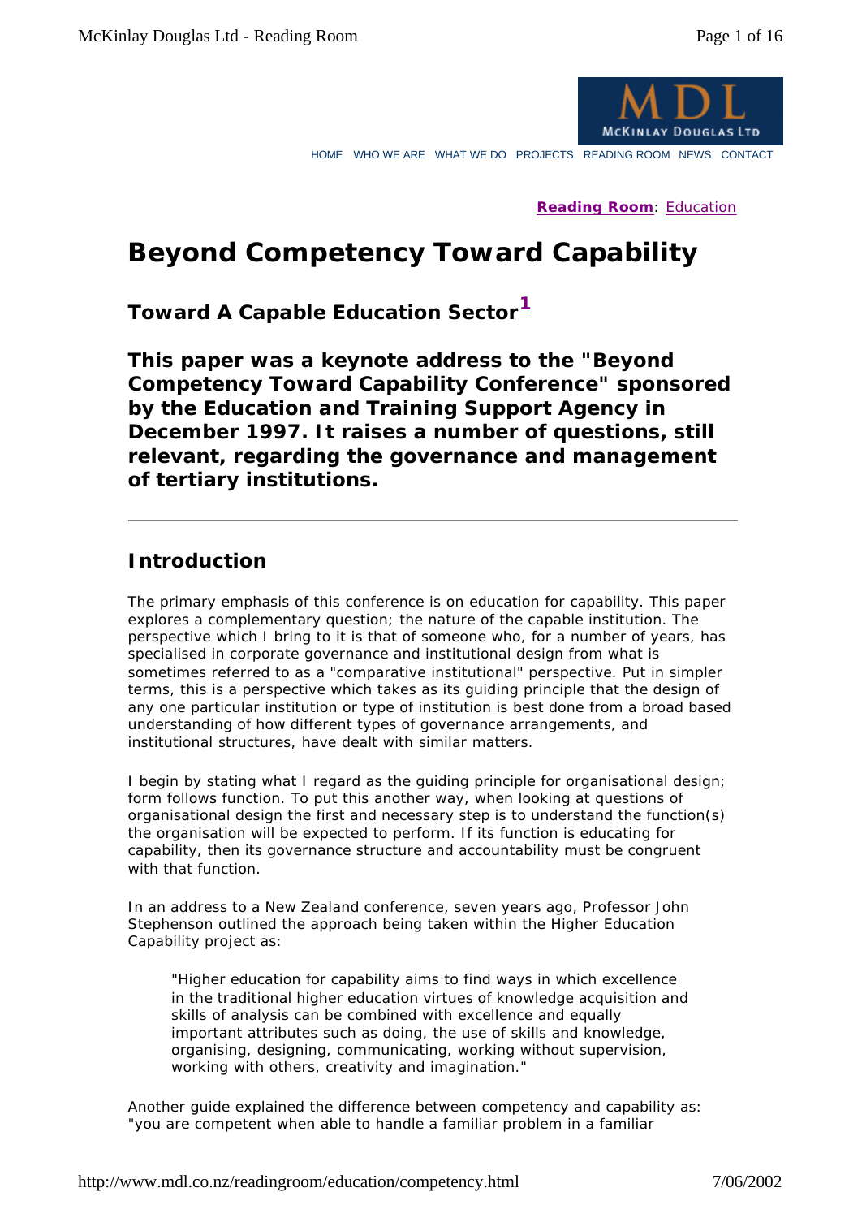**Reading Room**: Education

# Beyond Competency Toward Capability

## Toward A Capable Education Sector[1]

### This paper was a keynote address to the "Beyond Competency Toward Capability Conference" sponsored by the Education and Training Support Agency in December 1997. It raises a number of questions, still relevant, regarding the governance and management of tertiary institutions.

---

## Introduction

The primary emphasis of this conference is on education for capability. This paper explores a complementary question; the nature of the capable institution. The perspective which I bring to it is that of someone who, for a number of years, has specialised in corporate governance and institutional design from what is sometimes referred to as a "comparative institutional" perspective. Put in simpler terms, this is a perspective which takes as its guiding principle that the design of any one particular institution or type of institution is best done from a broad based understanding of how different types of governance arrangements, and institutional structures, have dealt with similar matters.

I begin by stating what I regard as the guiding principle for organisational design; form follows function. To put this another way, when looking at questions of organisational design the first and necessary step is to understand the function(s) the organisation will be expected to perform. If its function is educating for capability, then its governance structure and accountability must be congruent with that function.

In an address to a New Zealand conference, seven years ago, Professor John Stephenson outlined the approach being taken within the Higher Education Capability project as:

> "Higher education for capability aims to find ways in which excellence in the traditional higher education virtues of knowledge acquisition and skills of analysis can be combined with excellence and equally important attributes such as doing, the use of skills and knowledge, organising, designing, communicating, working without supervision, working with others, creativity and imagination."

Another guide explained the difference between competency and capability as: "you are competent when able to handle a familiar problem in a familiar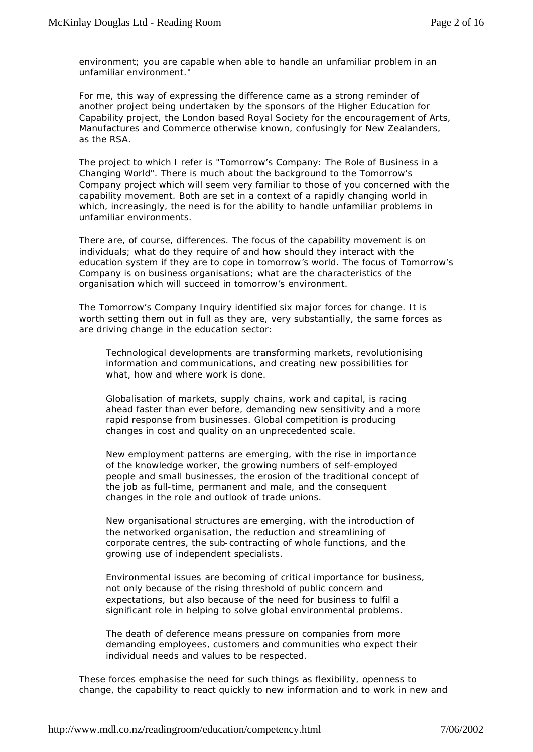environment; you are capable when able to handle an unfamiliar problem in an unfamiliar environment."

For me, this way of expressing the difference came as a strong reminder of another project being undertaken by the sponsors of the Higher Education for Capability project, the London based Royal Society for the encouragement of Arts, Manufactures and Commerce otherwise known, confusingly for New Zealanders, as the RSA.

The project to which I refer is "Tomorrow's Company: The Role of Business in a Changing World". There is much about the background to the Tomorrow's Company project which will seem very familiar to those of you concerned with the capability movement. Both are set in a context of a rapidly changing world in which, increasingly, the need is for the ability to handle unfamiliar problems in unfamiliar environments.

There are, of course, differences. The focus of the capability movement is on individuals; what do they require of and how should they interact with the education system if they are to cope in tomorrow's world. The focus of Tomorrow's Company is on business organisations; what are the characteristics of the organisation which will succeed in tomorrow's environment.

The Tomorrow's Company Inquiry identified six major forces for change. It is worth setting them out in full as they are, very substantially, the same forces as are driving change in the education sector:

> Technological developments are transforming markets, revolutionising information and communications, and creating new possibilities for what, how and where work is done.
>
> Globalisation of markets, supply chains, work and capital, is racing ahead faster than ever before, demanding new sensitivity and a more rapid response from businesses. Global competition is producing changes in cost and quality on an unprecedented scale.
>
> New employment patterns are emerging, with the rise in importance of the knowledge worker, the growing numbers of self-employed people and small businesses, the erosion of the traditional concept of the job as full-time, permanent and male, and the consequent changes in the role and outlook of trade unions.
>
> New organisational structures are emerging, with the introduction of the networked organisation, the reduction and streamlining of corporate centres, the sub-contracting of whole functions, and the growing use of independent specialists.
>
> Environmental issues are becoming of critical importance for business, not only because of the rising threshold of public concern and expectations, but also because of the need for business to fulfil a significant role in helping to solve global environmental problems.
>
> The death of deference means pressure on companies from more demanding employees, customers and communities who expect their individual needs and values to be respected.

These forces emphasise the need for such things as flexibility, openness to change, the capability to react quickly to new information and to work in new and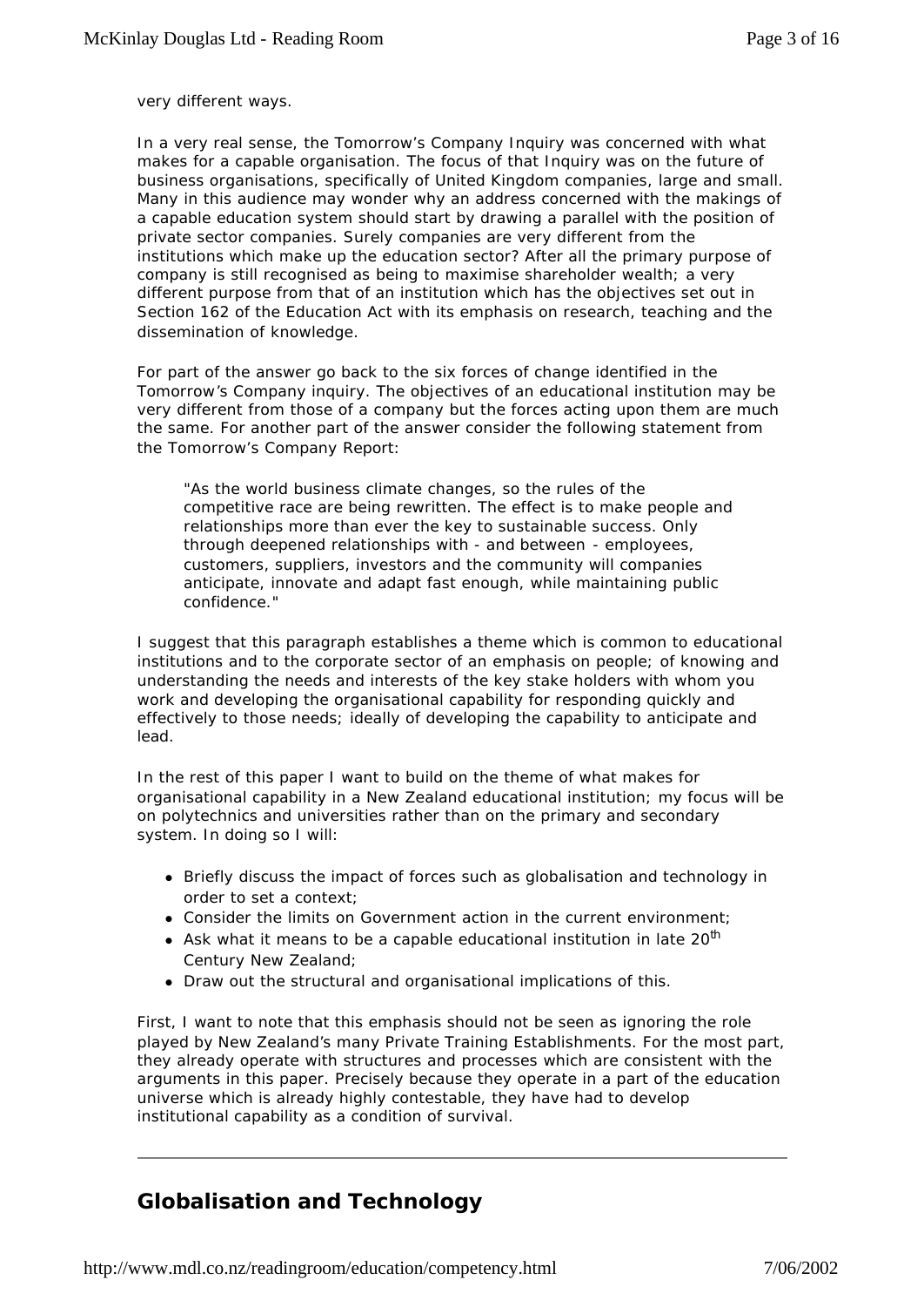very different ways.

In a very real sense, the Tomorrow's Company Inquiry was concerned with what makes for a capable organisation. The focus of that Inquiry was on the future of business organisations, specifically of United Kingdom companies, large and small. Many in this audience may wonder why an address concerned with the makings of a capable education system should start by drawing a parallel with the position of private sector companies. Surely companies are very different from the institutions which make up the education sector? After all the primary purpose of company is still recognised as being to maximise shareholder wealth; a very different purpose from that of an institution which has the objectives set out in Section 162 of the Education Act with its emphasis on research, teaching and the dissemination of knowledge.

For part of the answer go back to the six forces of change identified in the Tomorrow's Company inquiry. The objectives of an educational institution may be very different from those of a company but the forces acting upon them are much the same. For another part of the answer consider the following statement from the Tomorrow's Company Report:

> "As the world business climate changes, so the rules of the competitive race are being rewritten. The effect is to make people and relationships more than ever the key to sustainable success. Only through deepened relationships with - and between - employees, customers, suppliers, investors and the community will companies anticipate, innovate and adapt fast enough, while maintaining public confidence."

I suggest that this paragraph establishes a theme which is common to educational institutions and to the corporate sector of an emphasis on people; of knowing and understanding the needs and interests of the key stake holders with whom you work and developing the organisational capability for responding quickly and effectively to those needs; ideally of developing the capability to anticipate and lead.

In the rest of this paper I want to build on the theme of what makes for organisational capability in a New Zealand educational institution; my focus will be on polytechnics and universities rather than on the primary and secondary system. In doing so I will:

- Briefly discuss the impact of forces such as globalisation and technology in order to set a context;
- Consider the limits on Government action in the current environment;
- Ask what it means to be a capable educational institution in late 20$^{th}$ Century New Zealand;
- Draw out the structural and organisational implications of this.

First, I want to note that this emphasis should not be seen as ignoring the role played by New Zealand's many Private Training Establishments. For the most part, they already operate with structures and processes which are consistent with the arguments in this paper. Precisely because they operate in a part of the education universe which is already highly contestable, they have had to develop institutional capability as a condition of survival.

---

## Globalisation and Technology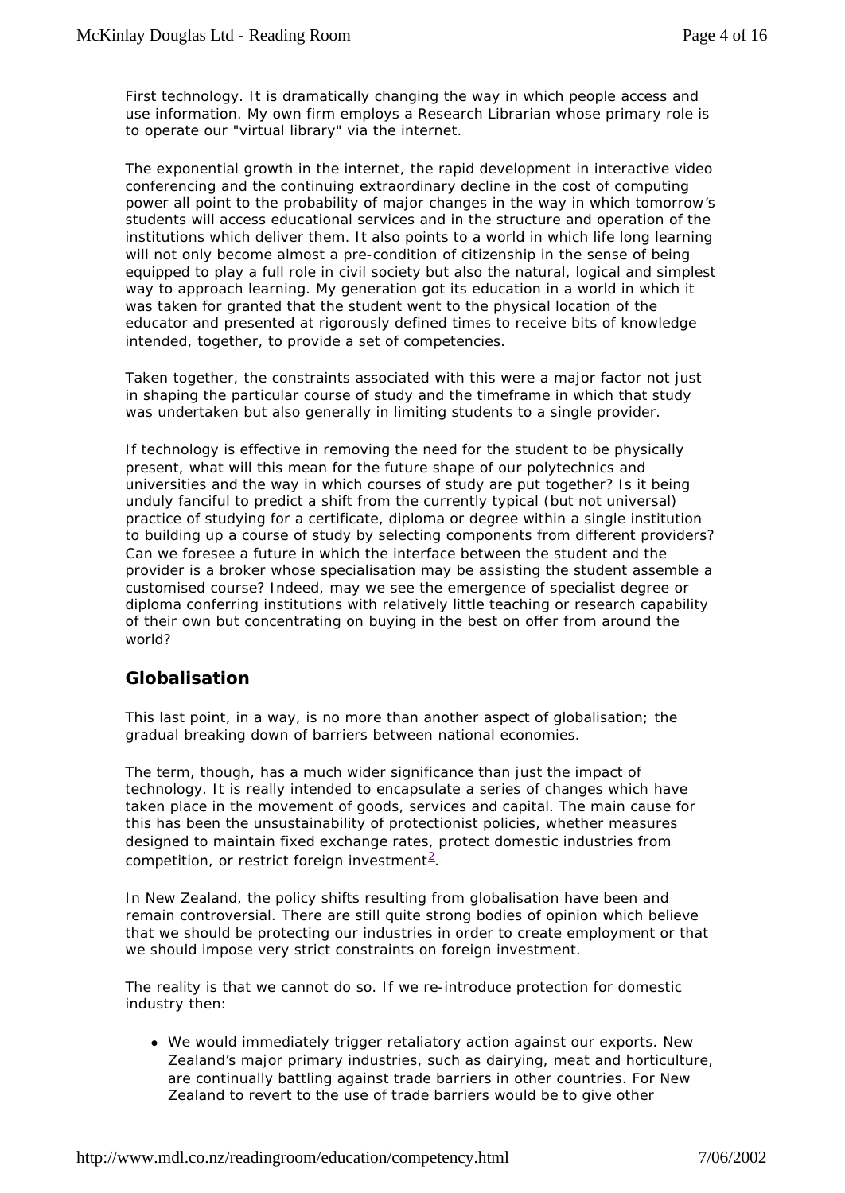First technology. It is dramatically changing the way in which people access and use information. My own firm employs a Research Librarian whose primary role is to operate our "virtual library" via the internet.

The exponential growth in the internet, the rapid development in interactive video conferencing and the continuing extraordinary decline in the cost of computing power all point to the probability of major changes in the way in which tomorrow's students will access educational services and in the structure and operation of the institutions which deliver them. It also points to a world in which life long learning will not only become almost a pre-condition of citizenship in the sense of being equipped to play a full role in civil society but also the natural, logical and simplest way to approach learning. My generation got its education in a world in which it was taken for granted that the student went to the physical location of the educator and presented at rigorously defined times to receive bits of knowledge intended, together, to provide a set of competencies.

Taken together, the constraints associated with this were a major factor not just in shaping the particular course of study and the timeframe in which that study was undertaken but also generally in limiting students to a single provider.

If technology is effective in removing the need for the student to be physically present, what will this mean for the future shape of our polytechnics and universities and the way in which courses of study are put together? Is it being unduly fanciful to predict a shift from the currently typical (but not universal) practice of studying for a certificate, diploma or degree within a single institution to building up a course of study by selecting components from different providers? Can we foresee a future in which the interface between the student and the provider is a broker whose specialisation may be assisting the student assemble a customised course? Indeed, may we see the emergence of specialist degree or diploma conferring institutions with relatively little teaching or research capability of their own but concentrating on buying in the best on offer from around the world?

## Globalisation

This last point, in a way, is no more than another aspect of globalisation; the gradual breaking down of barriers between national economies.

The term, though, has a much wider significance than just the impact of technology. It is really intended to encapsulate a series of changes which have taken place in the movement of goods, services and capital. The main cause for this has been the unsustainability of protectionist policies, whether measures designed to maintain fixed exchange rates, protect domestic industries from competition, or restrict foreign investment[2].

In New Zealand, the policy shifts resulting from globalisation have been and remain controversial. There are still quite strong bodies of opinion which believe that we should be protecting our industries in order to create employment or that we should impose very strict constraints on foreign investment.

The reality is that we cannot do so. If we re-introduce protection for domestic industry then:

- We would immediately trigger retaliatory action against our exports. New Zealand's major primary industries, such as dairying, meat and horticulture, are continually battling against trade barriers in other countries. For New Zealand to revert to the use of trade barriers would be to give other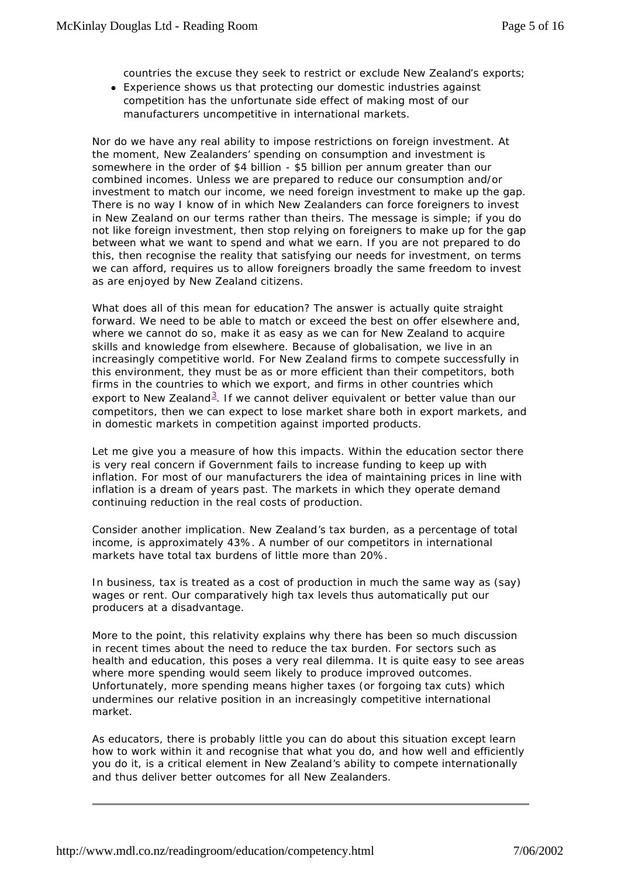countries the excuse they seek to restrict or exclude New Zealand's exports;

- Experience shows us that protecting our domestic industries against competition has the unfortunate side effect of making most of our manufacturers uncompetitive in international markets.

Nor do we have any real ability to impose restrictions on foreign investment. At the moment, New Zealanders' spending on consumption and investment is somewhere in the order of $4 billion - $5 billion per annum greater than our combined incomes. Unless we are prepared to reduce our consumption and/or investment to match our income, we need foreign investment to make up the gap. There is no way I know of in which New Zealanders can force foreigners to invest in New Zealand on our terms rather than theirs. The message is simple; if you do not like foreign investment, then stop relying on foreigners to make up for the gap between what we want to spend and what we earn. If you are not prepared to do this, then recognise the reality that satisfying our needs for investment, on terms we can afford, requires us to allow foreigners broadly the same freedom to invest as are enjoyed by New Zealand citizens.

What does all of this mean for education? The answer is actually quite straight forward. We need to be able to match or exceed the best on offer elsewhere and, where we cannot do so, make it as easy as we can for New Zealand to acquire skills and knowledge from elsewhere. Because of globalisation, we live in an increasingly competitive world. For New Zealand firms to compete successfully in this environment, they must be as or more efficient than their competitors, both firms in the countries to which we export, and firms in other countries which export to New Zealand[3]. If we cannot deliver equivalent or better value than our competitors, then we can expect to lose market share both in export markets, and in domestic markets in competition against imported products.

Let me give you a measure of how this impacts. Within the education sector there is very real concern if Government fails to increase funding to keep up with inflation. For most of our manufacturers the idea of maintaining prices in line with inflation is a dream of years past. The markets in which they operate demand continuing reduction in the real costs of production.

Consider another implication. New Zealand's tax burden, as a percentage of total income, is approximately 43%. A number of our competitors in international markets have total tax burdens of little more than 20%.

In business, tax is treated as a cost of production in much the same way as (say) wages or rent. Our comparatively high tax levels thus automatically put our producers at a disadvantage.

More to the point, this relativity explains why there has been so much discussion in recent times about the need to reduce the tax burden. For sectors such as health and education, this poses a very real dilemma. It is quite easy to see areas where more spending would seem likely to produce improved outcomes. Unfortunately, more spending means higher taxes (or forgoing tax cuts) which undermines our relative position in an increasingly competitive international market.

As educators, there is probably little you can do about this situation except learn how to work within it and recognise that what you do, and how well and efficiently you do it, is a critical element in New Zealand's ability to compete internationally and thus deliver better outcomes for all New Zealanders.

---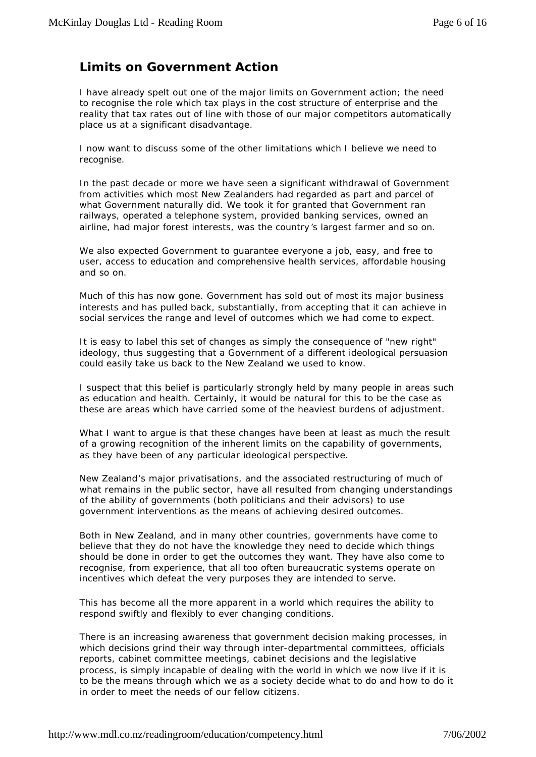## Limits on Government Action

I have already spelt out one of the major limits on Government action; the need to recognise the role which tax plays in the cost structure of enterprise and the reality that tax rates out of line with those of our major competitors automatically place us at a significant disadvantage.

I now want to discuss some of the other limitations which I believe we need to recognise.

In the past decade or more we have seen a significant withdrawal of Government from activities which most New Zealanders had regarded as part and parcel of what Government naturally did. We took it for granted that Government ran railways, operated a telephone system, provided banking services, owned an airline, had major forest interests, was the country's largest farmer and so on.

We also expected Government to guarantee everyone a job, easy, and free to user, access to education and comprehensive health services, affordable housing and so on.

Much of this has now gone. Government has sold out of most its major business interests and has pulled back, substantially, from accepting that it can achieve in social services the range and level of outcomes which we had come to expect.

It is easy to label this set of changes as simply the consequence of "new right" ideology, thus suggesting that a Government of a different ideological persuasion could easily take us back to the New Zealand we used to know.

I suspect that this belief is particularly strongly held by many people in areas such as education and health. Certainly, it would be natural for this to be the case as these are areas which have carried some of the heaviest burdens of adjustment.

What I want to argue is that these changes have been at least as much the result of a growing recognition of the inherent limits on the capability of governments, as they have been of any particular ideological perspective.

New Zealand's major privatisations, and the associated restructuring of much of what remains in the public sector, have all resulted from changing understandings of the ability of governments (both politicians and their advisors) to use government interventions as the means of achieving desired outcomes.

Both in New Zealand, and in many other countries, governments have come to believe that they do not have the knowledge they need to decide which things should be done in order to get the outcomes they want. They have also come to recognise, from experience, that all too often bureaucratic systems operate on incentives which defeat the very purposes they are intended to serve.

This has become all the more apparent in a world which requires the ability to respond swiftly and flexibly to ever changing conditions.

There is an increasing awareness that government decision making processes, in which decisions grind their way through inter-departmental committees, officials reports, cabinet committee meetings, cabinet decisions and the legislative process, is simply incapable of dealing with the world in which we now live if it is to be the means through which we as a society decide what to do and how to do it in order to meet the needs of our fellow citizens.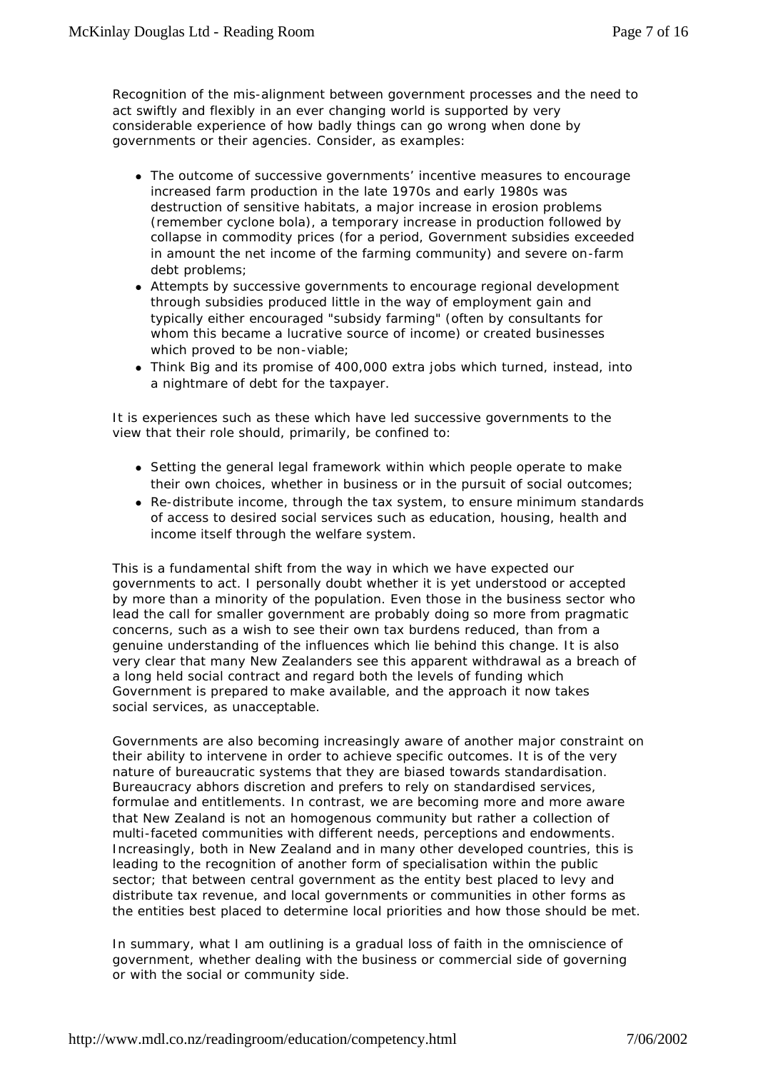Recognition of the mis-alignment between government processes and the need to act swiftly and flexibly in an ever changing world is supported by very considerable experience of how badly things can go wrong when done by governments or their agencies. Consider, as examples:

- The outcome of successive governments' incentive measures to encourage increased farm production in the late 1970s and early 1980s was destruction of sensitive habitats, a major increase in erosion problems (remember cyclone bola), a temporary increase in production followed by collapse in commodity prices (for a period, Government subsidies exceeded in amount the net income of the farming community) and severe on-farm debt problems;
- Attempts by successive governments to encourage regional development through subsidies produced little in the way of employment gain and typically either encouraged "subsidy farming" (often by consultants for whom this became a lucrative source of income) or created businesses which proved to be non-viable;
- Think Big and its promise of 400,000 extra jobs which turned, instead, into a nightmare of debt for the taxpayer.

It is experiences such as these which have led successive governments to the view that their role should, primarily, be confined to:

- Setting the general legal framework within which people operate to make their own choices, whether in business or in the pursuit of social outcomes;
- Re-distribute income, through the tax system, to ensure minimum standards of access to desired social services such as education, housing, health and income itself through the welfare system.

This is a fundamental shift from the way in which we have expected our governments to act. I personally doubt whether it is yet understood or accepted by more than a minority of the population. Even those in the business sector who lead the call for smaller government are probably doing so more from pragmatic concerns, such as a wish to see their own tax burdens reduced, than from a genuine understanding of the influences which lie behind this change. It is also very clear that many New Zealanders see this apparent withdrawal as a breach of a long held social contract and regard both the levels of funding which Government is prepared to make available, and the approach it now takes social services, as unacceptable.

Governments are also becoming increasingly aware of another major constraint on their ability to intervene in order to achieve specific outcomes. It is of the very nature of bureaucratic systems that they are biased towards standardisation. Bureaucracy abhors discretion and prefers to rely on standardised services, formulae and entitlements. In contrast, we are becoming more and more aware that New Zealand is not an homogenous community but rather a collection of multi-faceted communities with different needs, perceptions and endowments. Increasingly, both in New Zealand and in many other developed countries, this is leading to the recognition of another form of specialisation within the public sector; that between central government as the entity best placed to levy and distribute tax revenue, and local governments or communities in other forms as the entities best placed to determine local priorities and how those should be met.

In summary, what I am outlining is a gradual loss of faith in the omniscience of government, whether dealing with the business or commercial side of governing or with the social or community side.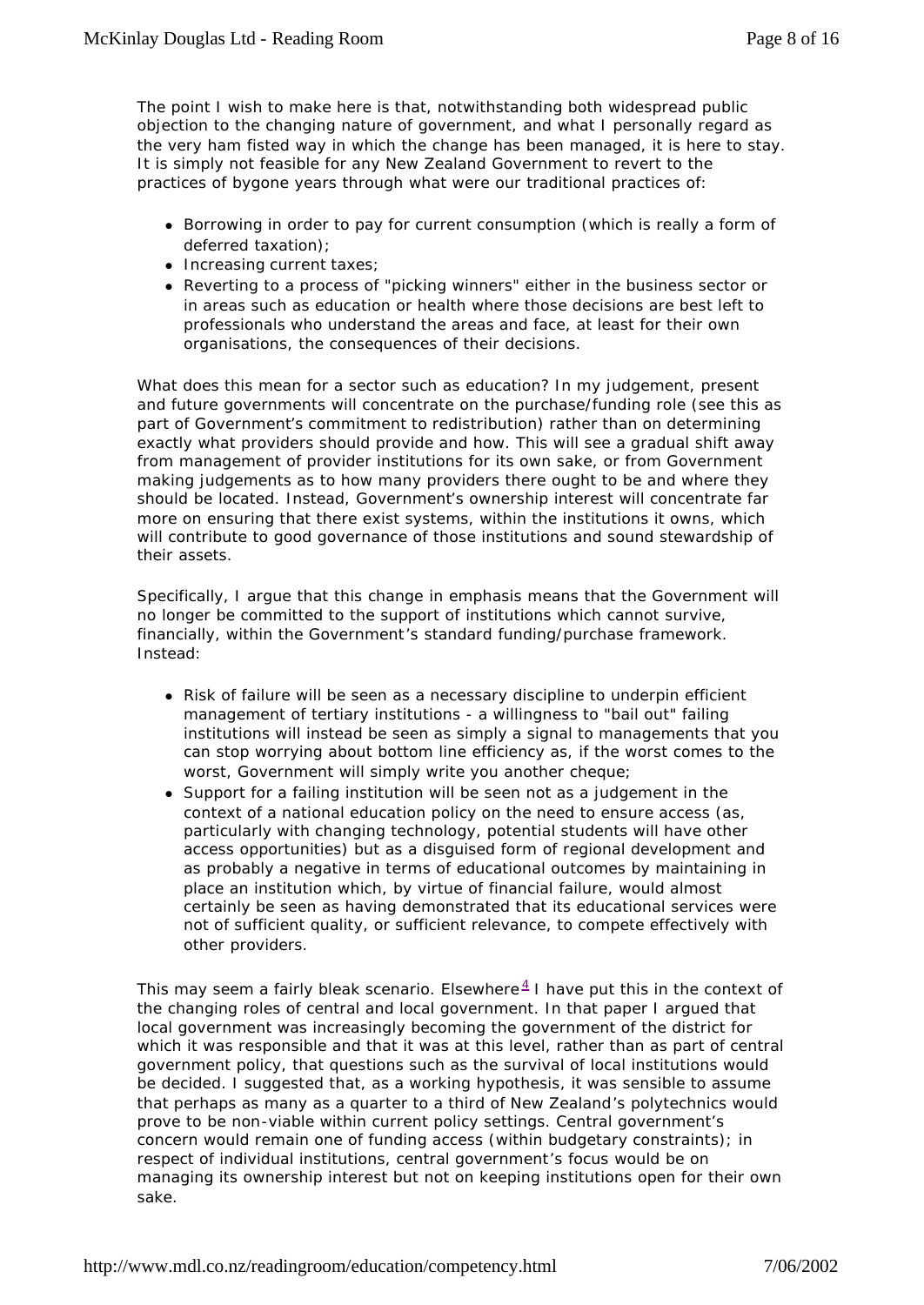The point I wish to make here is that, notwithstanding both widespread public objection to the changing nature of government, and what I personally regard as the very ham fisted way in which the change has been managed, it is here to stay. It is simply not feasible for any New Zealand Government to revert to the practices of bygone years through what were our traditional practices of:

- Borrowing in order to pay for current consumption (which is really a form of deferred taxation);
- Increasing current taxes;
- Reverting to a process of "picking winners" either in the business sector or in areas such as education or health where those decisions are best left to professionals who understand the areas and face, at least for their own organisations, the consequences of their decisions.

What does this mean for a sector such as education? In my judgement, present and future governments will concentrate on the purchase/funding role (see this as part of Government's commitment to redistribution) rather than on determining exactly what providers should provide and how. This will see a gradual shift away from management of provider institutions for its own sake, or from Government making judgements as to how many providers there ought to be and where they should be located. Instead, Government's ownership interest will concentrate far more on ensuring that there exist systems, within the institutions it owns, which will contribute to good governance of those institutions and sound stewardship of their assets.

Specifically, I argue that this change in emphasis means that the Government will no longer be committed to the support of institutions which cannot survive, financially, within the Government's standard funding/purchase framework. Instead:

- Risk of failure will be seen as a necessary discipline to underpin efficient management of tertiary institutions - a willingness to "bail out" failing institutions will instead be seen as simply a signal to managements that you can stop worrying about bottom line efficiency as, if the worst comes to the worst, Government will simply write you another cheque;
- Support for a failing institution will be seen not as a judgement in the context of a national education policy on the need to ensure access (as, particularly with changing technology, potential students will have other access opportunities) but as a disguised form of regional development and as probably a negative in terms of educational outcomes by maintaining in place an institution which, by virtue of financial failure, would almost certainly be seen as having demonstrated that its educational services were not of sufficient quality, or sufficient relevance, to compete effectively with other providers.

This may seem a fairly bleak scenario. Elsewhere[4] I have put this in the context of the changing roles of central and local government. In that paper I argued that local government was increasingly becoming the government of the district for which it was responsible and that it was at this level, rather than as part of central government policy, that questions such as the survival of local institutions would be decided. I suggested that, as a working hypothesis, it was sensible to assume that perhaps as many as a quarter to a third of New Zealand's polytechnics would prove to be non-viable within current policy settings. Central government's concern would remain one of funding access (within budgetary constraints); in respect of individual institutions, central government's focus would be on managing its ownership interest but not on keeping institutions open for their own sake.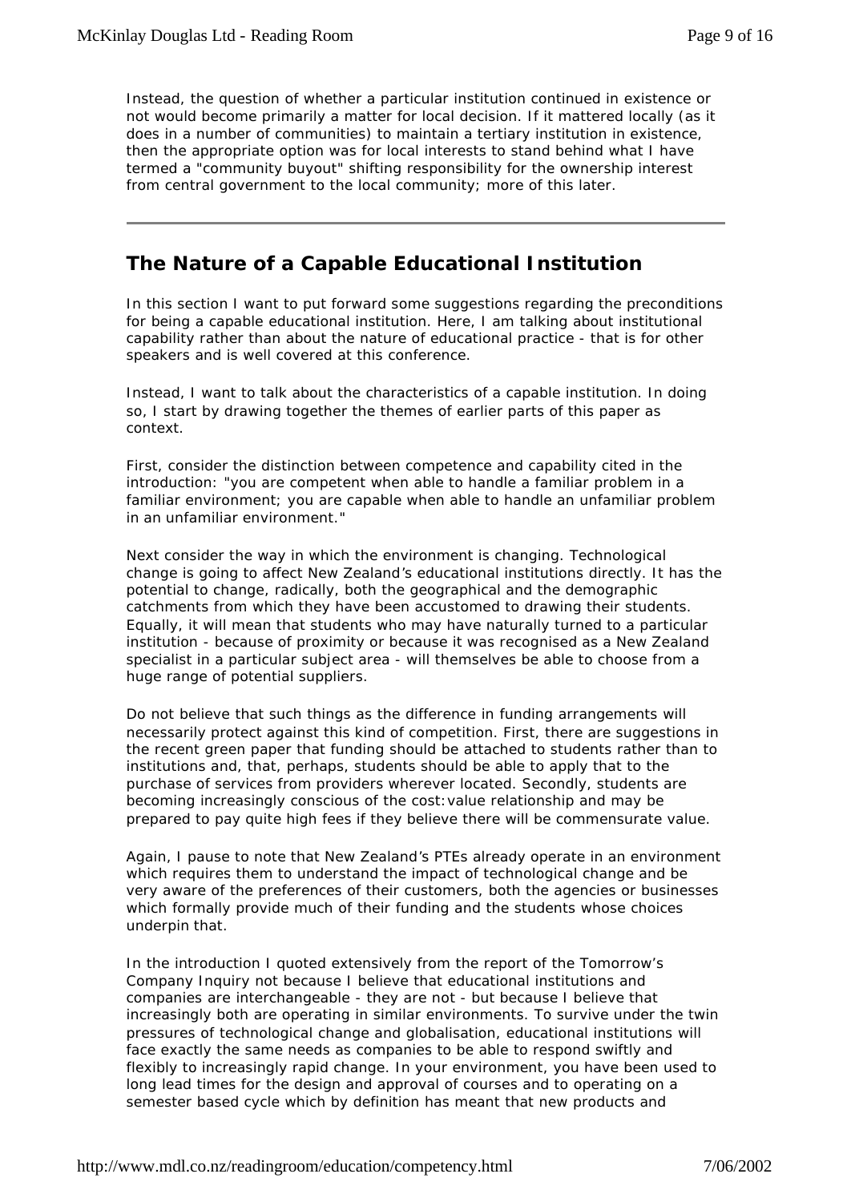Instead, the question of whether a particular institution continued in existence or not would become primarily a matter for local decision. If it mattered locally (as it does in a number of communities) to maintain a tertiary institution in existence, then the appropriate option was for local interests to stand behind what I have termed a "community buyout" shifting responsibility for the ownership interest from central government to the local community; more of this later.

---

## The Nature of a Capable Educational Institution

In this section I want to put forward some suggestions regarding the preconditions for being a capable educational institution. Here, I am talking about institutional capability rather than about the nature of educational practice - that is for other speakers and is well covered at this conference.

Instead, I want to talk about the characteristics of a capable institution. In doing so, I start by drawing together the themes of earlier parts of this paper as context.

First, consider the distinction between competence and capability cited in the introduction: "you are competent when able to handle a familiar problem in a familiar environment; you are capable when able to handle an unfamiliar problem in an unfamiliar environment."

Next consider the way in which the environment is changing. Technological change is going to affect New Zealand's educational institutions directly. It has the potential to change, radically, both the geographical and the demographic catchments from which they have been accustomed to drawing their students. Equally, it will mean that students who may have naturally turned to a particular institution - because of proximity or because it was recognised as a New Zealand specialist in a particular subject area - will themselves be able to choose from a huge range of potential suppliers.

Do not believe that such things as the difference in funding arrangements will necessarily protect against this kind of competition. First, there are suggestions in the recent green paper that funding should be attached to students rather than to institutions and, that, perhaps, students should be able to apply that to the purchase of services from providers wherever located. Secondly, students are becoming increasingly conscious of the cost:value relationship and may be prepared to pay quite high fees if they believe there will be commensurate value.

Again, I pause to note that New Zealand's PTEs already operate in an environment which requires them to understand the impact of technological change and be very aware of the preferences of their customers, both the agencies or businesses which formally provide much of their funding and the students whose choices underpin that.

In the introduction I quoted extensively from the report of the Tomorrow's Company Inquiry not because I believe that educational institutions and companies are interchangeable - they are not - but because I believe that increasingly both are operating in similar environments. To survive under the twin pressures of technological change and globalisation, educational institutions will face exactly the same needs as companies to be able to respond swiftly and flexibly to increasingly rapid change. In your environment, you have been used to long lead times for the design and approval of courses and to operating on a semester based cycle which by definition has meant that new products and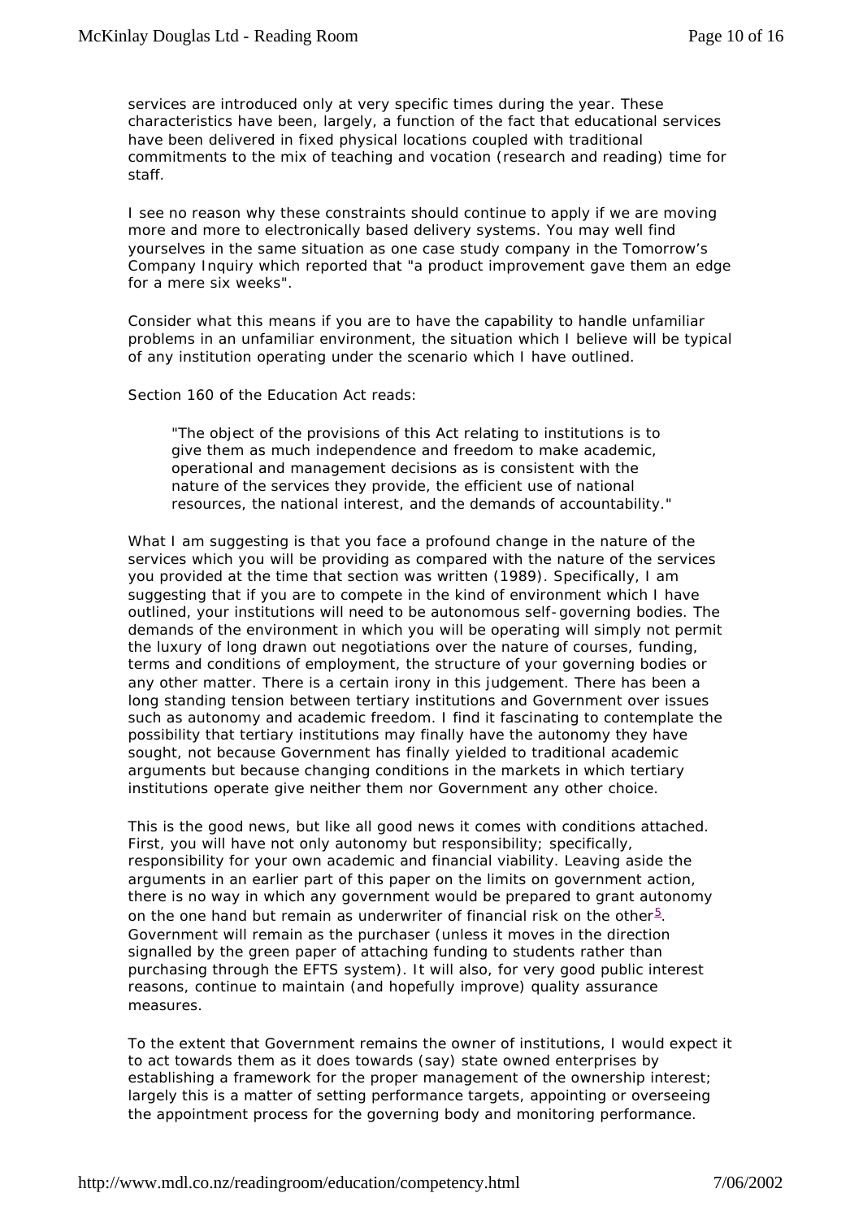services are introduced only at very specific times during the year. These characteristics have been, largely, a function of the fact that educational services have been delivered in fixed physical locations coupled with traditional commitments to the mix of teaching and vocation (research and reading) time for staff.

I see no reason why these constraints should continue to apply if we are moving more and more to electronically based delivery systems. You may well find yourselves in the same situation as one case study company in the Tomorrow's Company Inquiry which reported that "a product improvement gave them an edge for a mere six weeks".

Consider what this means if you are to have the capability to handle unfamiliar problems in an unfamiliar environment, the situation which I believe will be typical of any institution operating under the scenario which I have outlined.

Section 160 of the Education Act reads:

> "The object of the provisions of this Act relating to institutions is to give them as much independence and freedom to make academic, operational and management decisions as is consistent with the nature of the services they provide, the efficient use of national resources, the national interest, and the demands of accountability."

What I am suggesting is that you face a profound change in the nature of the services which you will be providing as compared with the nature of the services you provided at the time that section was written (1989). Specifically, I am suggesting that if you are to compete in the kind of environment which I have outlined, your institutions will need to be autonomous self-governing bodies. The demands of the environment in which you will be operating will simply not permit the luxury of long drawn out negotiations over the nature of courses, funding, terms and conditions of employment, the structure of your governing bodies or any other matter. There is a certain irony in this judgement. There has been a long standing tension between tertiary institutions and Government over issues such as autonomy and academic freedom. I find it fascinating to contemplate the possibility that tertiary institutions may finally have the autonomy they have sought, not because Government has finally yielded to traditional academic arguments but because changing conditions in the markets in which tertiary institutions operate give neither them nor Government any other choice.

This is the good news, but like all good news it comes with conditions attached. First, you will have not only autonomy but responsibility; specifically, responsibility for your own academic and financial viability. Leaving aside the arguments in an earlier part of this paper on the limits on government action, there is no way in which any government would be prepared to grant autonomy on the one hand but remain as underwriter of financial risk on the other[5]. Government will remain as the purchaser (unless it moves in the direction signalled by the green paper of attaching funding to students rather than purchasing through the EFTS system). It will also, for very good public interest reasons, continue to maintain (and hopefully improve) quality assurance measures.

To the extent that Government remains the owner of institutions, I would expect it to act towards them as it does towards (say) state owned enterprises by establishing a framework for the proper management of the ownership interest; largely this is a matter of setting performance targets, appointing or overseeing the appointment process for the governing body and monitoring performance.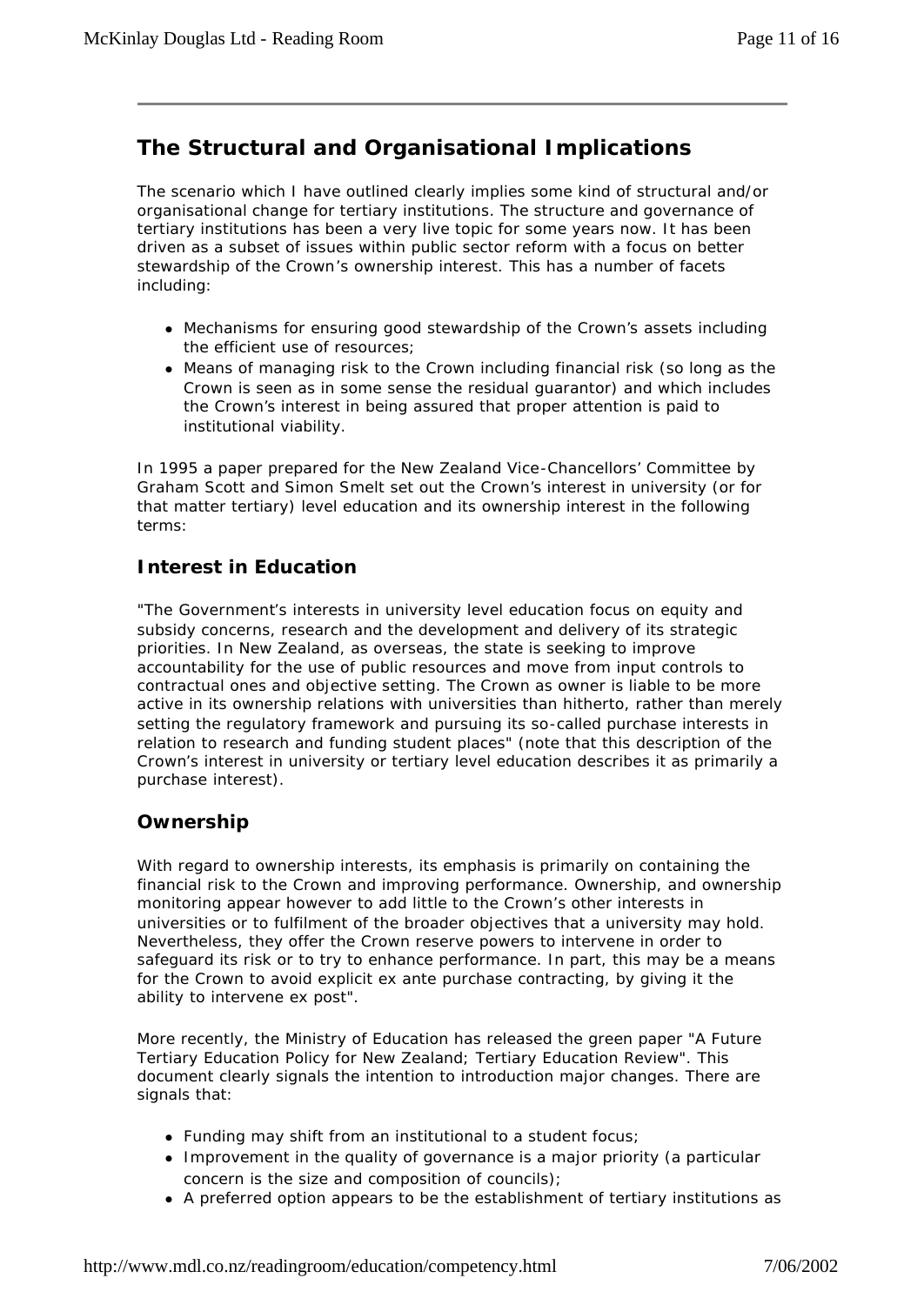## The Structural and Organisational Implications

The scenario which I have outlined clearly implies some kind of structural and/or organisational change for tertiary institutions. The structure and governance of tertiary institutions has been a very live topic for some years now. It has been driven as a subset of issues within public sector reform with a focus on better stewardship of the Crown's ownership interest. This has a number of facets including:

- Mechanisms for ensuring good stewardship of the Crown's assets including the efficient use of resources;
- Means of managing risk to the Crown including financial risk (so long as the Crown is seen as in some sense the residual guarantor) and which includes the Crown's interest in being assured that proper attention is paid to institutional viability.

In 1995 a paper prepared for the New Zealand Vice-Chancellors' Committee by Graham Scott and Simon Smelt set out the Crown's interest in university (or for that matter tertiary) level education and its ownership interest in the following terms:

### Interest in Education

"The Government's interests in university level education focus on equity and subsidy concerns, research and the development and delivery of its strategic priorities. In New Zealand, as overseas, the state is seeking to improve accountability for the use of public resources and move from input controls to contractual ones and objective setting. The Crown as owner is liable to be more active in its ownership relations with universities than hitherto, rather than merely setting the regulatory framework and pursuing its so-called purchase interests in relation to research and funding student places" (note that this description of the Crown's interest in university or tertiary level education describes it as primarily a purchase interest).

### Ownership

With regard to ownership interests, its emphasis is primarily on containing the financial risk to the Crown and improving performance. Ownership, and ownership monitoring appear however to add little to the Crown's other interests in universities or to fulfilment of the broader objectives that a university may hold. Nevertheless, they offer the Crown reserve powers to intervene in order to safeguard its risk or to try to enhance performance. In part, this may be a means for the Crown to avoid explicit ex ante purchase contracting, by giving it the ability to intervene ex post".

More recently, the Ministry of Education has released the green paper "A Future Tertiary Education Policy for New Zealand; Tertiary Education Review". This document clearly signals the intention to introduction major changes. There are signals that:

- Funding may shift from an institutional to a student focus;
- Improvement in the quality of governance is a major priority (a particular concern is the size and composition of councils);
- A preferred option appears to be the establishment of tertiary institutions as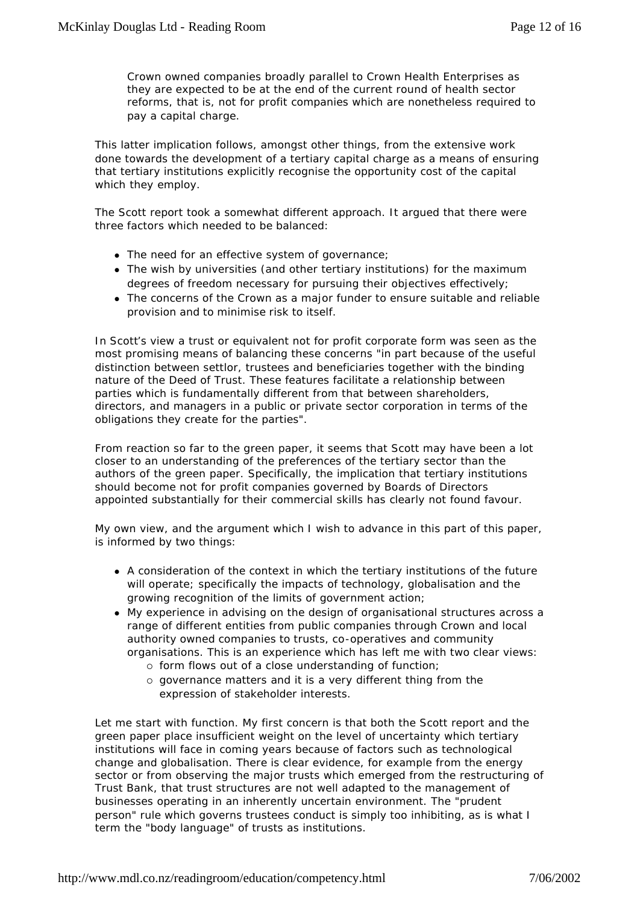Crown owned companies broadly parallel to Crown Health Enterprises as they are expected to be at the end of the current round of health sector reforms, that is, not for profit companies which are nonetheless required to pay a capital charge.

This latter implication follows, amongst other things, from the extensive work done towards the development of a tertiary capital charge as a means of ensuring that tertiary institutions explicitly recognise the opportunity cost of the capital which they employ.

The Scott report took a somewhat different approach. It argued that there were three factors which needed to be balanced:

- The need for an effective system of governance;
- The wish by universities (and other tertiary institutions) for the maximum degrees of freedom necessary for pursuing their objectives effectively;
- The concerns of the Crown as a major funder to ensure suitable and reliable provision and to minimise risk to itself.

In Scott's view a trust or equivalent not for profit corporate form was seen as the most promising means of balancing these concerns "in part because of the useful distinction between settlor, trustees and beneficiaries together with the binding nature of the Deed of Trust. These features facilitate a relationship between parties which is fundamentally different from that between shareholders, directors, and managers in a public or private sector corporation in terms of the obligations they create for the parties".

From reaction so far to the green paper, it seems that Scott may have been a lot closer to an understanding of the preferences of the tertiary sector than the authors of the green paper. Specifically, the implication that tertiary institutions should become not for profit companies governed by Boards of Directors appointed substantially for their commercial skills has clearly not found favour.

My own view, and the argument which I wish to advance in this part of this paper, is informed by two things:

- A consideration of the context in which the tertiary institutions of the future will operate; specifically the impacts of technology, globalisation and the growing recognition of the limits of government action;
- My experience in advising on the design of organisational structures across a range of different entities from public companies through Crown and local authority owned companies to trusts, co-operatives and community organisations. This is an experience which has left me with two clear views:
    - form flows out of a close understanding of function;
    - governance matters and it is a very different thing from the expression of stakeholder interests.

Let me start with function. My first concern is that both the Scott report and the green paper place insufficient weight on the level of uncertainty which tertiary institutions will face in coming years because of factors such as technological change and globalisation. There is clear evidence, for example from the energy sector or from observing the major trusts which emerged from the restructuring of Trust Bank, that trust structures are not well adapted to the management of businesses operating in an inherently uncertain environment. The "prudent person" rule which governs trustees conduct is simply too inhibiting, as is what I term the "body language" of trusts as institutions.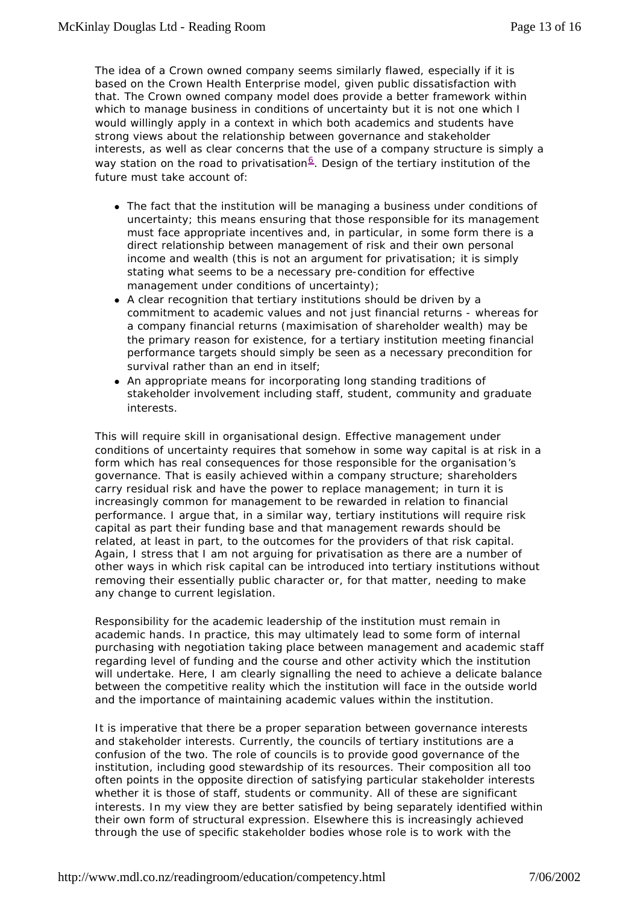The idea of a Crown owned company seems similarly flawed, especially if it is based on the Crown Health Enterprise model, given public dissatisfaction with that. The Crown owned company model does provide a better framework within which to manage business in conditions of uncertainty but it is not one which I would willingly apply in a context in which both academics and students have strong views about the relationship between governance and stakeholder interests, as well as clear concerns that the use of a company structure is simply a way station on the road to privatisation[6]. Design of the tertiary institution of the future must take account of:

- The fact that the institution will be managing a business under conditions of uncertainty; this means ensuring that those responsible for its management must face appropriate incentives and, in particular, in some form there is a direct relationship between management of risk and their own personal income and wealth (this is not an argument for privatisation; it is simply stating what seems to be a necessary pre-condition for effective management under conditions of uncertainty);
- A clear recognition that tertiary institutions should be driven by a commitment to academic values and not just financial returns - whereas for a company financial returns (maximisation of shareholder wealth) may be the primary reason for existence, for a tertiary institution meeting financial performance targets should simply be seen as a necessary precondition for survival rather than an end in itself;
- An appropriate means for incorporating long standing traditions of stakeholder involvement including staff, student, community and graduate interests.

This will require skill in organisational design. Effective management under conditions of uncertainty requires that somehow in some way capital is at risk in a form which has real consequences for those responsible for the organisation's governance. That is easily achieved within a company structure; shareholders carry residual risk and have the power to replace management; in turn it is increasingly common for management to be rewarded in relation to financial performance. I argue that, in a similar way, tertiary institutions will require risk capital as part their funding base and that management rewards should be related, at least in part, to the outcomes for the providers of that risk capital. Again, I stress that I am not arguing for privatisation as there are a number of other ways in which risk capital can be introduced into tertiary institutions without removing their essentially public character or, for that matter, needing to make any change to current legislation.

Responsibility for the academic leadership of the institution must remain in academic hands. In practice, this may ultimately lead to some form of internal purchasing with negotiation taking place between management and academic staff regarding level of funding and the course and other activity which the institution will undertake. Here, I am clearly signalling the need to achieve a delicate balance between the competitive reality which the institution will face in the outside world and the importance of maintaining academic values within the institution.

It is imperative that there be a proper separation between governance interests and stakeholder interests. Currently, the councils of tertiary institutions are a confusion of the two. The role of councils is to provide good governance of the institution, including good stewardship of its resources. Their composition all too often points in the opposite direction of satisfying particular stakeholder interests whether it is those of staff, students or community. All of these are significant interests. In my view they are better satisfied by being separately identified within their own form of structural expression. Elsewhere this is increasingly achieved through the use of specific stakeholder bodies whose role is to work with the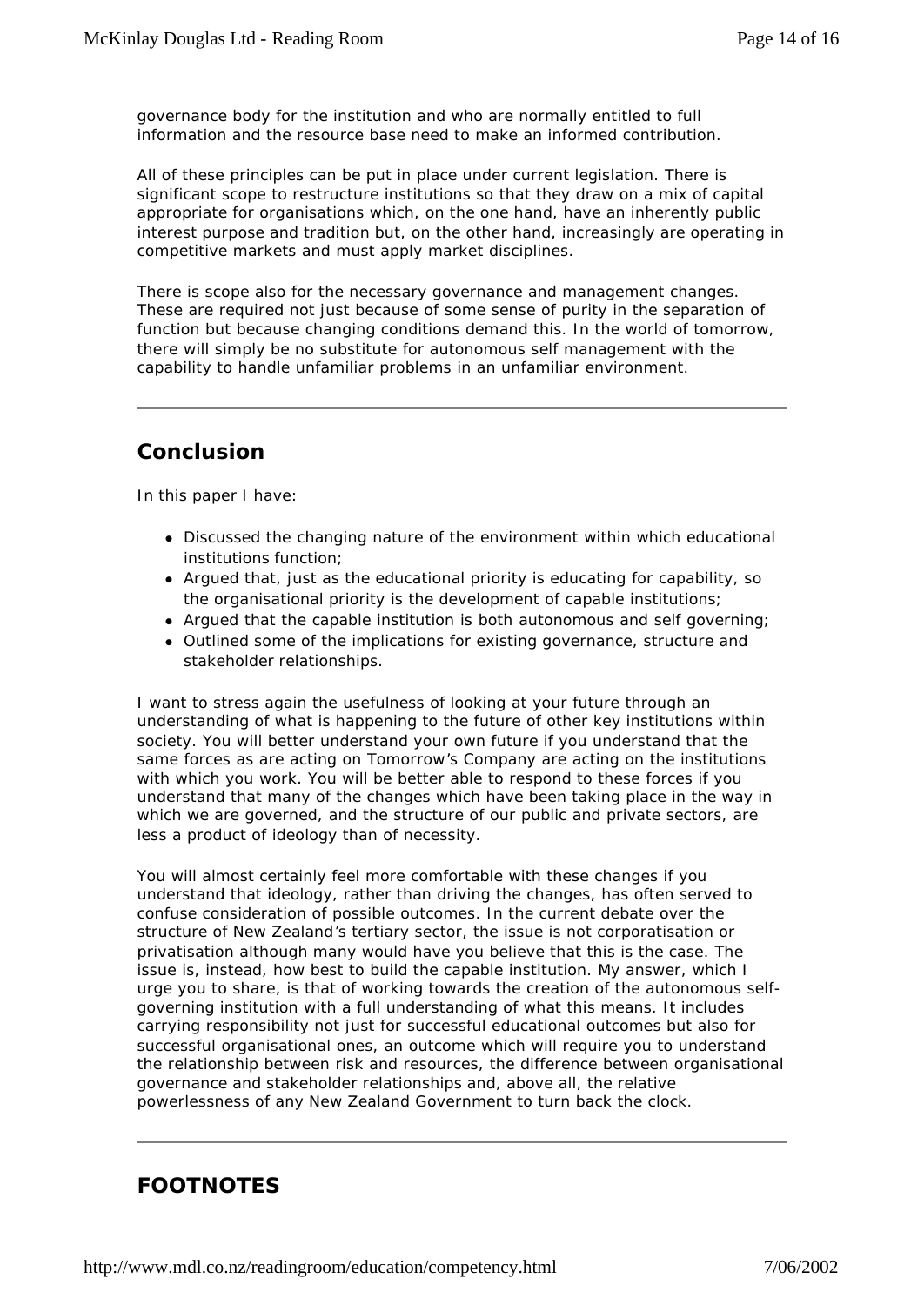governance body for the institution and who are normally entitled to full information and the resource base need to make an informed contribution.

All of these principles can be put in place under current legislation. There is significant scope to restructure institutions so that they draw on a mix of capital appropriate for organisations which, on the one hand, have an inherently public interest purpose and tradition but, on the other hand, increasingly are operating in competitive markets and must apply market disciplines.

There is scope also for the necessary governance and management changes. These are required not just because of some sense of purity in the separation of function but because changing conditions demand this. In the world of tomorrow, there will simply be no substitute for autonomous self management with the capability to handle unfamiliar problems in an unfamiliar environment.

---

## Conclusion

In this paper I have:

- Discussed the changing nature of the environment within which educational institutions function;
- Argued that, just as the educational priority is educating for capability, so the organisational priority is the development of capable institutions;
- Argued that the capable institution is both autonomous and self governing;
- Outlined some of the implications for existing governance, structure and stakeholder relationships.

I want to stress again the usefulness of looking at your future through an understanding of what is happening to the future of other key institutions within society. You will better understand your own future if you understand that the same forces as are acting on Tomorrow's Company are acting on the institutions with which you work. You will be better able to respond to these forces if you understand that many of the changes which have been taking place in the way in which we are governed, and the structure of our public and private sectors, are less a product of ideology than of necessity.

You will almost certainly feel more comfortable with these changes if you understand that ideology, rather than driving the changes, has often served to confuse consideration of possible outcomes. In the current debate over the structure of New Zealand's tertiary sector, the issue is not corporatisation or privatisation although many would have you believe that this is the case. The issue is, instead, how best to build the capable institution. My answer, which I urge you to share, is that of working towards the creation of the autonomous self-governing institution with a full understanding of what this means. It includes carrying responsibility not just for successful educational outcomes but also for successful organisational ones, an outcome which will require you to understand the relationship between risk and resources, the difference between organisational governance and stakeholder relationships and, above all, the relative powerlessness of any New Zealand Government to turn back the clock.

---

## FOOTNOTES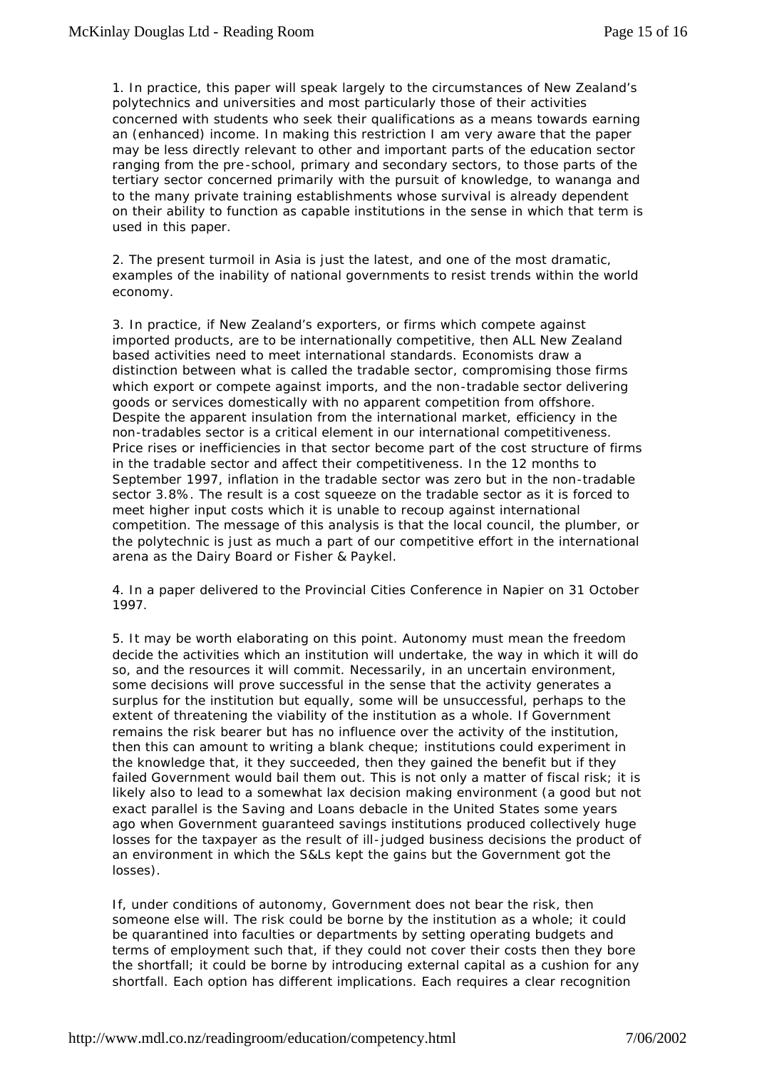1. In practice, this paper will speak largely to the circumstances of New Zealand's polytechnics and universities and most particularly those of their activities concerned with students who seek their qualifications as a means towards earning an (enhanced) income. In making this restriction I am very aware that the paper may be less directly relevant to other and important parts of the education sector ranging from the pre-school, primary and secondary sectors, to those parts of the tertiary sector concerned primarily with the pursuit of knowledge, to wananga and to the many private training establishments whose survival is already dependent on their ability to function as capable institutions in the sense in which that term is used in this paper.

2. The present turmoil in Asia is just the latest, and one of the most dramatic, examples of the inability of national governments to resist trends within the world economy.

3. In practice, if New Zealand's exporters, or firms which compete against imported products, are to be internationally competitive, then ALL New Zealand based activities need to meet international standards. Economists draw a distinction between what is called the tradable sector, compromising those firms which export or compete against imports, and the non-tradable sector delivering goods or services domestically with no apparent competition from offshore. Despite the apparent insulation from the international market, efficiency in the non-tradables sector is a critical element in our international competitiveness. Price rises or inefficiencies in that sector become part of the cost structure of firms in the tradable sector and affect their competitiveness. In the 12 months to September 1997, inflation in the tradable sector was zero but in the non-tradable sector 3.8%. The result is a cost squeeze on the tradable sector as it is forced to meet higher input costs which it is unable to recoup against international competition. The message of this analysis is that the local council, the plumber, or the polytechnic is just as much a part of our competitive effort in the international arena as the Dairy Board or Fisher & Paykel.

4. In a paper delivered to the Provincial Cities Conference in Napier on 31 October 1997.

5. It may be worth elaborating on this point. Autonomy must mean the freedom decide the activities which an institution will undertake, the way in which it will do so, and the resources it will commit. Necessarily, in an uncertain environment, some decisions will prove successful in the sense that the activity generates a surplus for the institution but equally, some will be unsuccessful, perhaps to the extent of threatening the viability of the institution as a whole. If Government remains the risk bearer but has no influence over the activity of the institution, then this can amount to writing a blank cheque; institutions could experiment in the knowledge that, it they succeeded, then they gained the benefit but if they failed Government would bail them out. This is not only a matter of fiscal risk; it is likely also to lead to a somewhat lax decision making environment (a good but not exact parallel is the Saving and Loans debacle in the United States some years ago when Government guaranteed savings institutions produced collectively huge losses for the taxpayer as the result of ill-judged business decisions the product of an environment in which the S&Ls kept the gains but the Government got the losses).

If, under conditions of autonomy, Government does not bear the risk, then someone else will. The risk could be borne by the institution as a whole; it could be quarantined into faculties or departments by setting operating budgets and terms of employment such that, if they could not cover their costs then they bore the shortfall; it could be borne by introducing external capital as a cushion for any shortfall. Each option has different implications. Each requires a clear recognition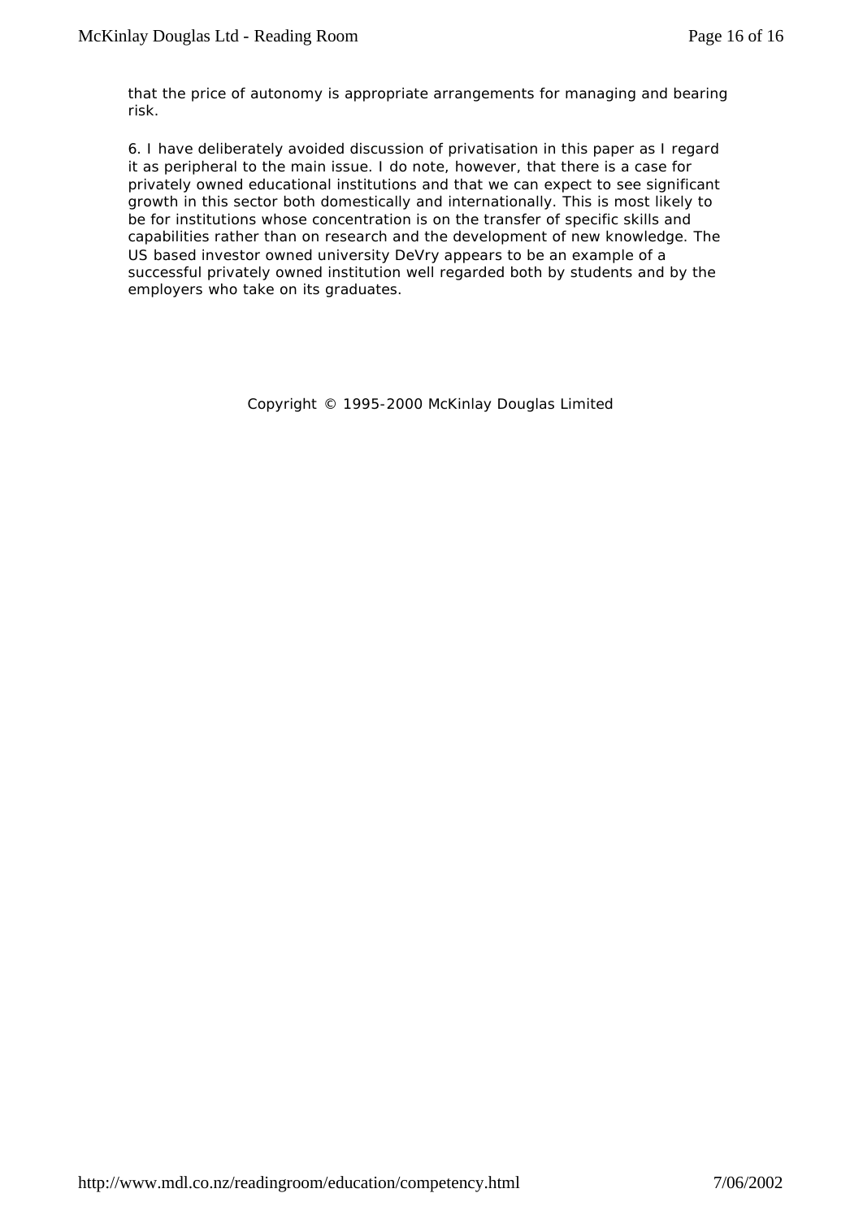that the price of autonomy is appropriate arrangements for managing and bearing risk.

6. I have deliberately avoided discussion of privatisation in this paper as I regard it as peripheral to the main issue. I do note, however, that there is a case for privately owned educational institutions and that we can expect to see significant growth in this sector both domestically and internationally. This is most likely to be for institutions whose concentration is on the transfer of specific skills and capabilities rather than on research and the development of new knowledge. The US based investor owned university DeVry appears to be an example of a successful privately owned institution well regarded both by students and by the employers who take on its graduates.

Copyright © 1995-2000 McKinlay Douglas Limited